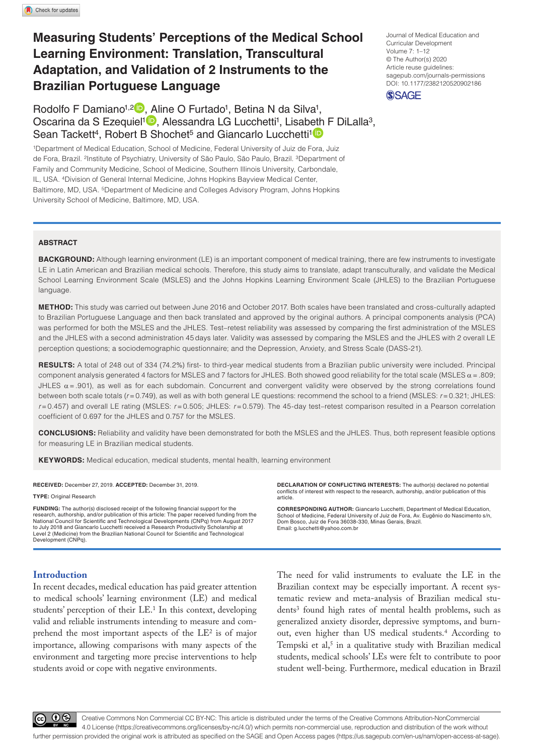# Measuring Students' Perceptions of the Medical School Learning Environment: Translation, Transcultural Adaptation, and Validation of 2 Instruments to the Brazilian Portuguese Language

Rodolfo F Damiano[1,2], Aline O Furtado[1], Betina N da Silva[1], Oscarina da S Ezequiel[1], Alessandra LG Lucchetti[1], Lisabeth F DiLalla[3], Sean Tackett[4], Robert B Shochet[5] and Giancarlo Lucchetti[1]

[1]Department of Medical Education, School of Medicine, Federal University of Juiz de Fora, Juiz de Fora, Brazil. [2]Institute of Psychiatry, University of São Paulo, São Paulo, Brazil. [3]Department of Family and Community Medicine, School of Medicine, Southern Illinois University, Carbondale, IL, USA. [4]Division of General Internal Medicine, Johns Hopkins Bayview Medical Center, Baltimore, MD, USA. [5]Department of Medicine and Colleges Advisory Program, Johns Hopkins University School of Medicine, Baltimore, MD, USA.

Journal of Medical Education and Curricular Development
Volume 7: 1–12
© The Author(s) 2020
Article reuse guidelines: sagepub.com/journals-permissions
DOI: 10.1177/2382120520902186

## ABSTRACT

**BACKGROUND:** Although learning environment (LE) is an important component of medical training, there are few instruments to investigate LE in Latin American and Brazilian medical schools. Therefore, this study aims to translate, adapt transculturally, and validate the Medical School Learning Environment Scale (MSLES) and the Johns Hopkins Learning Environment Scale (JHLES) to the Brazilian Portuguese language.

**METHOD:** This study was carried out between June 2016 and October 2017. Both scales have been translated and cross-culturally adapted to Brazilian Portuguese Language and then back translated and approved by the original authors. A principal components analysis (PCA) was performed for both the MSLES and the JHLES. Test–retest reliability was assessed by comparing the first administration of the MSLES and the JHLES with a second administration 45 days later. Validity was assessed by comparing the MSLES and the JHLES with 2 overall LE perception questions; a sociodemographic questionnaire; and the Depression, Anxiety, and Stress Scale (DASS-21).

**RESULTS:** A total of 248 out of 334 (74.2%) first- to third-year medical students from a Brazilian public university were included. Principal component analysis generated 4 factors for MSLES and 7 factors for JHLES. Both showed good reliability for the total scale (MSLES $\alpha = .809$; JHLES $\alpha = .901$), as well as for each subdomain. Concurrent and convergent validity were observed by the strong correlations found between both scale totals ($r = 0.749$), as well as with both general LE questions: recommend the school to a friend (MSLES: $r = 0.321$; JHLES: $r = 0.457$) and overall LE rating (MSLES: $r = 0.505$; JHLES: $r = 0.579$). The 45-day test–retest comparison resulted in a Pearson correlation coefficient of 0.697 for the JHLES and 0.757 for the MSLES.

**CONCLUSIONS:** Reliability and validity have been demonstrated for both the MSLES and the JHLES. Thus, both represent feasible options for measuring LE in Brazilian medical students.

**KEYWORDS:** Medical education, medical students, mental health, learning environment

**RECEIVED:** December 27, 2019. **ACCEPTED:** December 31, 2019.

**TYPE:** Original Research

**FUNDING:** The author(s) disclosed receipt of the following financial support for the research, authorship, and/or publication of this article: The paper received funding from the National Council for Scientific and Technological Developments (CNPq) from August 2017 to July 2018 and Giancarlo Lucchetti received a Research Productivity Scholarship at Level 2 (Medicine) from the Brazilian National Council for Scientific and Technological Development (CNPq).

**DECLARATION OF CONFLICTING INTERESTS:** The author(s) declared no potential conflicts of interest with respect to the research, authorship, and/or publication of this article.

**CORRESPONDING AUTHOR:** Giancarlo Lucchetti, Department of Medical Education, School of Medicine, Federal University of Juiz de Fora, Av. Eugênio do Nascimento s/n, Dom Bosco, Juiz de Fora 36038-330, Minas Gerais, Brazil. Email: g.lucchetti@yahoo.com.br

## Introduction

In recent decades, medical education has paid greater attention to medical schools' learning environment (LE) and medical students' perception of their LE.[1] In this context, developing valid and reliable instruments intending to measure and comprehend the most important aspects of the LE[2] is of major importance, allowing comparisons with many aspects of the environment and targeting more precise interventions to help students avoid or cope with negative environments.

The need for valid instruments to evaluate the LE in the Brazilian context may be especially important. A recent systematic review and meta-analysis of Brazilian medical students[3] found high rates of mental health problems, such as generalized anxiety disorder, depressive symptoms, and burnout, even higher than US medical students.[4] According to Tempski et al,[5] in a qualitative study with Brazilian medical students, medical schools' LEs were felt to contribute to poor student well-being. Furthermore, medical education in Brazil

Creative Commons Non Commercial CC BY-NC: This article is distributed under the terms of the Creative Commons Attribution-NonCommercial 4.0 License (https://creativecommons.org/licenses/by-nc/4.0/) which permits non-commercial use, reproduction and distribution of the work without further permission provided the original work is attributed as specified on the SAGE and Open Access pages (https://us.sagepub.com/en-us/nam/open-access-at-sage).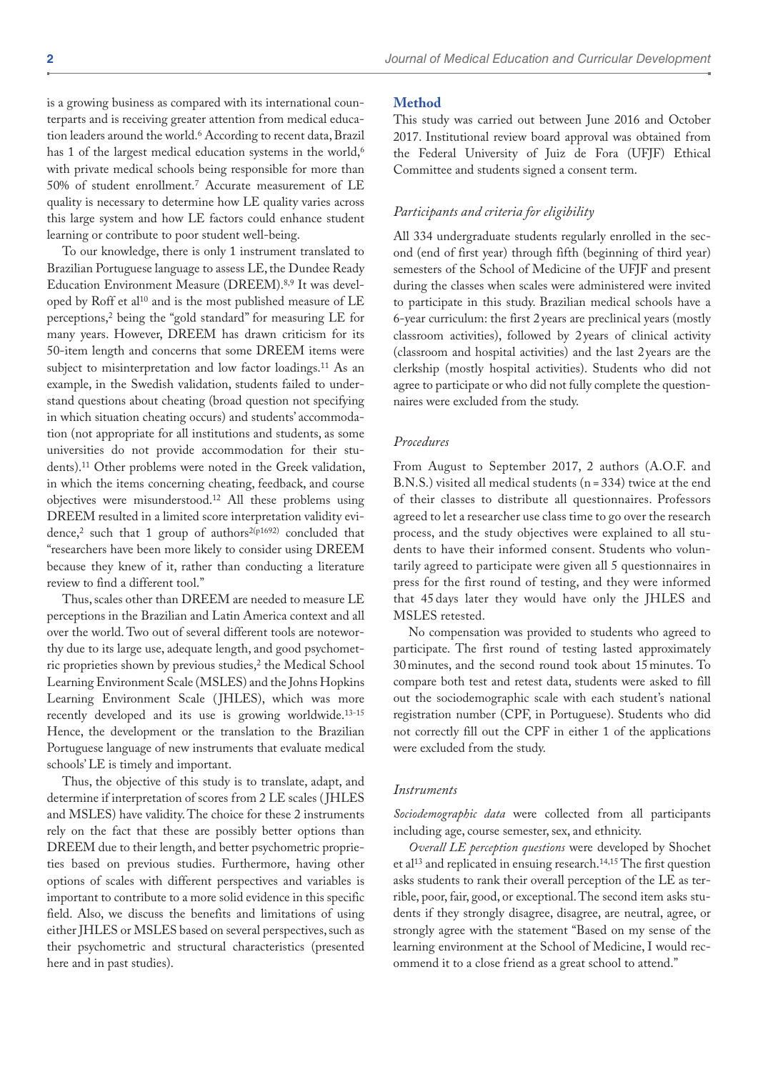is a growing business as compared with its international counterparts and is receiving greater attention from medical education leaders around the world.[6] According to recent data, Brazil has 1 of the largest medical education systems in the world,[6] with private medical schools being responsible for more than 50% of student enrollment.[7] Accurate measurement of LE quality is necessary to determine how LE quality varies across this large system and how LE factors could enhance student learning or contribute to poor student well-being.

To our knowledge, there is only 1 instrument translated to Brazilian Portuguese language to assess LE, the Dundee Ready Education Environment Measure (DREEM).[8,9] It was developed by Roff et al[10] and is the most published measure of LE perceptions,[2] being the "gold standard" for measuring LE for many years. However, DREEM has drawn criticism for its 50-item length and concerns that some DREEM items were subject to misinterpretation and low factor loadings.[11] As an example, in the Swedish validation, students failed to understand questions about cheating (broad question not specifying in which situation cheating occurs) and students' accommodation (not appropriate for all institutions and students, as some universities do not provide accommodation for their students).[11] Other problems were noted in the Greek validation, in which the items concerning cheating, feedback, and course objectives were misunderstood.[12] All these problems using DREEM resulted in a limited score interpretation validity evidence,[2] such that 1 group of authors[2(p1692)] concluded that "researchers have been more likely to consider using DREEM because they knew of it, rather than conducting a literature review to find a different tool."

Thus, scales other than DREEM are needed to measure LE perceptions in the Brazilian and Latin America context and all over the world. Two out of several different tools are noteworthy due to its large use, adequate length, and good psychometric proprieties shown by previous studies,[2] the Medical School Learning Environment Scale (MSLES) and the Johns Hopkins Learning Environment Scale (JHLES), which was more recently developed and its use is growing worldwide.[13-15] Hence, the development or the translation to the Brazilian Portuguese language of new instruments that evaluate medical schools' LE is timely and important.

Thus, the objective of this study is to translate, adapt, and determine if interpretation of scores from 2 LE scales (JHLES and MSLES) have validity. The choice for these 2 instruments rely on the fact that these are possibly better options than DREEM due to their length, and better psychometric proprieties based on previous studies. Furthermore, having other options of scales with different perspectives and variables is important to contribute to a more solid evidence in this specific field. Also, we discuss the benefits and limitations of using either JHLES or MSLES based on several perspectives, such as their psychometric and structural characteristics (presented here and in past studies).

## Method

This study was carried out between June 2016 and October 2017. Institutional review board approval was obtained from the Federal University of Juiz de Fora (UFJF) Ethical Committee and students signed a consent term.

### *Participants and criteria for eligibility*

All 334 undergraduate students regularly enrolled in the second (end of first year) through fifth (beginning of third year) semesters of the School of Medicine of the UFJF and present during the classes when scales were administered were invited to participate in this study. Brazilian medical schools have a 6-year curriculum: the first 2 years are preclinical years (mostly classroom activities), followed by 2 years of clinical activity (classroom and hospital activities) and the last 2 years are the clerkship (mostly hospital activities). Students who did not agree to participate or who did not fully complete the questionnaires were excluded from the study.

### *Procedures*

From August to September 2017, 2 authors (A.O.F. and B.N.S.) visited all medical students (n = 334) twice at the end of their classes to distribute all questionnaires. Professors agreed to let a researcher use class time to go over the research process, and the study objectives were explained to all students to have their informed consent. Students who voluntarily agreed to participate were given all 5 questionnaires in press for the first round of testing, and they were informed that 45 days later they would have only the JHLES and MSLES retested.

No compensation was provided to students who agreed to participate. The first round of testing lasted approximately 30 minutes, and the second round took about 15 minutes. To compare both test and retest data, students were asked to fill out the sociodemographic scale with each student's national registration number (CPF, in Portuguese). Students who did not correctly fill out the CPF in either 1 of the applications were excluded from the study.

### *Instruments*

*Sociodemographic data* were collected from all participants including age, course semester, sex, and ethnicity.

*Overall LE perception questions* were developed by Shochet et al[13] and replicated in ensuing research.[14,15] The first question asks students to rank their overall perception of the LE as terrible, poor, fair, good, or exceptional. The second item asks students if they strongly disagree, disagree, are neutral, agree, or strongly agree with the statement "Based on my sense of the learning environment at the School of Medicine, I would recommend it to a close friend as a great school to attend."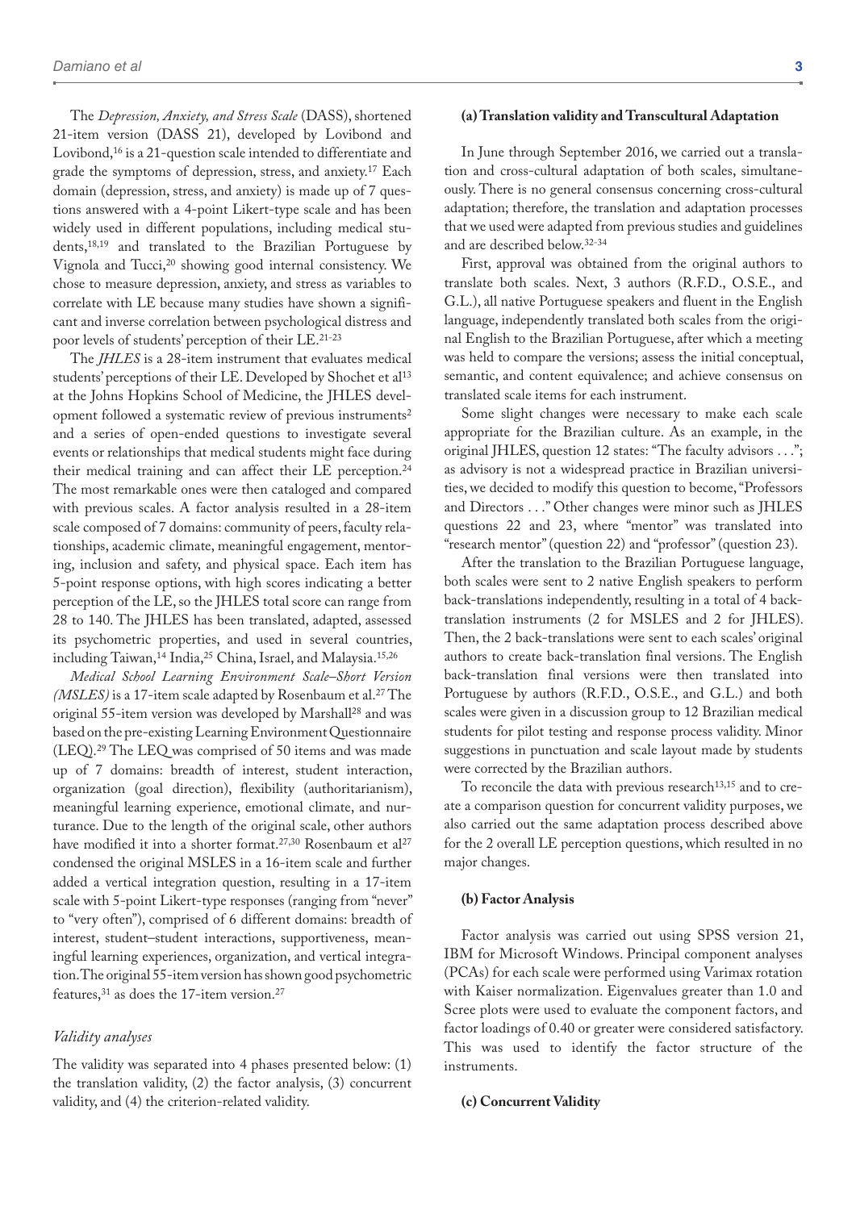The *Depression, Anxiety, and Stress Scale* (DASS), shortened 21-item version (DASS 21), developed by Lovibond and Lovibond,[16] is a 21-question scale intended to differentiate and grade the symptoms of depression, stress, and anxiety.[17] Each domain (depression, stress, and anxiety) is made up of 7 questions answered with a 4-point Likert-type scale and has been widely used in different populations, including medical students,[18,19] and translated to the Brazilian Portuguese by Vignola and Tucci,[20] showing good internal consistency. We chose to measure depression, anxiety, and stress as variables to correlate with LE because many studies have shown a significant and inverse correlation between psychological distress and poor levels of students' perception of their LE.[21-23]

The *JHLES* is a 28-item instrument that evaluates medical students' perceptions of their LE. Developed by Shochet et al[13] at the Johns Hopkins School of Medicine, the JHLES development followed a systematic review of previous instruments[2] and a series of open-ended questions to investigate several events or relationships that medical students might face during their medical training and can affect their LE perception.[24] The most remarkable ones were then cataloged and compared with previous scales. A factor analysis resulted in a 28-item scale composed of 7 domains: community of peers, faculty relationships, academic climate, meaningful engagement, mentoring, inclusion and safety, and physical space. Each item has 5-point response options, with high scores indicating a better perception of the LE, so the JHLES total score can range from 28 to 140. The JHLES has been translated, adapted, assessed its psychometric properties, and used in several countries, including Taiwan,[14] India,[25] China, Israel, and Malaysia.[15,26]

*Medical School Learning Environment Scale–Short Version (MSLES)* is a 17-item scale adapted by Rosenbaum et al.[27] The original 55-item version was developed by Marshall[28] and was based on the pre-existing Learning Environment Questionnaire (LEQ).[29] The LEQ was comprised of 50 items and was made up of 7 domains: breadth of interest, student interaction, organization (goal direction), flexibility (authoritarianism), meaningful learning experience, emotional climate, and nurturance. Due to the length of the original scale, other authors have modified it into a shorter format.[27,30] Rosenbaum et al[27] condensed the original MSLES in a 16-item scale and further added a vertical integration question, resulting in a 17-item scale with 5-point Likert-type responses (ranging from "never" to "very often"), comprised of 6 different domains: breadth of interest, student–student interactions, supportiveness, meaningful learning experiences, organization, and vertical integration. The original 55-item version has shown good psychometric features,[31] as does the 17-item version.[27]

### *Validity analyses*

The validity was separated into 4 phases presented below: (1) the translation validity, (2) the factor analysis, (3) concurrent validity, and (4) the criterion-related validity.

#### (a) Translation validity and Transcultural Adaptation

In June through September 2016, we carried out a translation and cross-cultural adaptation of both scales, simultaneously. There is no general consensus concerning cross-cultural adaptation; therefore, the translation and adaptation processes that we used were adapted from previous studies and guidelines and are described below.[32-34]

First, approval was obtained from the original authors to translate both scales. Next, 3 authors (R.F.D., O.S.E., and G.L.), all native Portuguese speakers and fluent in the English language, independently translated both scales from the original English to the Brazilian Portuguese, after which a meeting was held to compare the versions; assess the initial conceptual, semantic, and content equivalence; and achieve consensus on translated scale items for each instrument.

Some slight changes were necessary to make each scale appropriate for the Brazilian culture. As an example, in the original JHLES, question 12 states: "The faculty advisors . . ."; as advisory is not a widespread practice in Brazilian universities, we decided to modify this question to become, "Professors and Directors . . ." Other changes were minor such as JHLES questions 22 and 23, where "mentor" was translated into "research mentor" (question 22) and "professor" (question 23).

After the translation to the Brazilian Portuguese language, both scales were sent to 2 native English speakers to perform back-translations independently, resulting in a total of 4 back-translation instruments (2 for MSLES and 2 for JHLES). Then, the 2 back-translations were sent to each scales' original authors to create back-translation final versions. The English back-translation final versions were then translated into Portuguese by authors (R.F.D., O.S.E., and G.L.) and both scales were given in a discussion group to 12 Brazilian medical students for pilot testing and response process validity. Minor suggestions in punctuation and scale layout made by students were corrected by the Brazilian authors.

To reconcile the data with previous research[13,15] and to create a comparison question for concurrent validity purposes, we also carried out the same adaptation process described above for the 2 overall LE perception questions, which resulted in no major changes.

#### (b) Factor Analysis

Factor analysis was carried out using SPSS version 21, IBM for Microsoft Windows. Principal component analyses (PCAs) for each scale were performed using Varimax rotation with Kaiser normalization. Eigenvalues greater than 1.0 and Scree plots were used to evaluate the component factors, and factor loadings of 0.40 or greater were considered satisfactory. This was used to identify the factor structure of the instruments.

#### (c) Concurrent Validity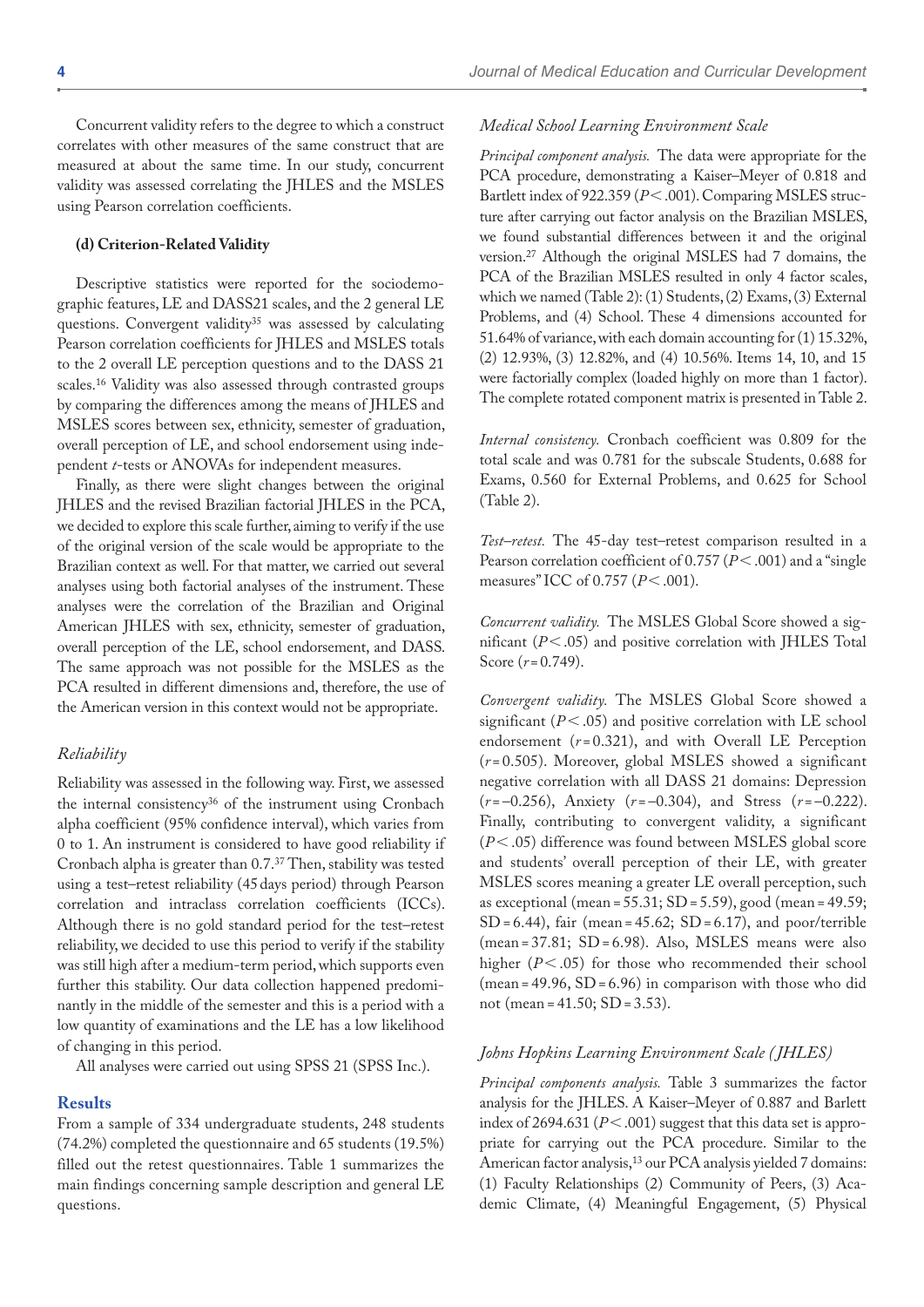Concurrent validity refers to the degree to which a construct correlates with other measures of the same construct that are measured at about the same time. In our study, concurrent validity was assessed correlating the JHLES and the MSLES using Pearson correlation coefficients.

#### (d) Criterion-Related Validity

Descriptive statistics were reported for the sociodemographic features, LE and DASS21 scales, and the 2 general LE questions. Convergent validity[35] was assessed by calculating Pearson correlation coefficients for JHLES and MSLES totals to the 2 overall LE perception questions and to the DASS 21 scales.[16] Validity was also assessed through contrasted groups by comparing the differences among the means of JHLES and MSLES scores between sex, ethnicity, semester of graduation, overall perception of LE, and school endorsement using independent *t*-tests or ANOVAs for independent measures.

Finally, as there were slight changes between the original JHLES and the revised Brazilian factorial JHLES in the PCA, we decided to explore this scale further, aiming to verify if the use of the original version of the scale would be appropriate to the Brazilian context as well. For that matter, we carried out several analyses using both factorial analyses of the instrument. These analyses were the correlation of the Brazilian and Original American JHLES with sex, ethnicity, semester of graduation, overall perception of the LE, school endorsement, and DASS. The same approach was not possible for the MSLES as the PCA resulted in different dimensions and, therefore, the use of the American version in this context would not be appropriate.

### *Reliability*

Reliability was assessed in the following way. First, we assessed the internal consistency[36] of the instrument using Cronbach alpha coefficient (95% confidence interval), which varies from 0 to 1. An instrument is considered to have good reliability if Cronbach alpha is greater than 0.7.[37] Then, stability was tested using a test–retest reliability (45 days period) through Pearson correlation and intraclass correlation coefficients (ICCs). Although there is no gold standard period for the test–retest reliability, we decided to use this period to verify if the stability was still high after a medium-term period, which supports even further this stability. Our data collection happened predominantly in the middle of the semester and this is a period with a low quantity of examinations and the LE has a low likelihood of changing in this period.

All analyses were carried out using SPSS 21 (SPSS Inc.).

## Results

From a sample of 334 undergraduate students, 248 students (74.2%) completed the questionnaire and 65 students (19.5%) filled out the retest questionnaires. Table 1 summarizes the main findings concerning sample description and general LE questions.

### *Medical School Learning Environment Scale*

*Principal component analysis.* The data were appropriate for the PCA procedure, demonstrating a Kaiser–Meyer of 0.818 and Bartlett index of 922.359 ($P < .001$). Comparing MSLES structure after carrying out factor analysis on the Brazilian MSLES, we found substantial differences between it and the original version.[27] Although the original MSLES had 7 domains, the PCA of the Brazilian MSLES resulted in only 4 factor scales, which we named (Table 2): (1) Students, (2) Exams, (3) External Problems, and (4) School. These 4 dimensions accounted for 51.64% of variance, with each domain accounting for (1) 15.32%, (2) 12.93%, (3) 12.82%, and (4) 10.56%. Items 14, 10, and 15 were factorially complex (loaded highly on more than 1 factor). The complete rotated component matrix is presented in Table 2.

*Internal consistency.* Cronbach coefficient was 0.809 for the total scale and was 0.781 for the subscale Students, 0.688 for Exams, 0.560 for External Problems, and 0.625 for School (Table 2).

*Test–retest.* The 45-day test–retest comparison resulted in a Pearson correlation coefficient of 0.757 ($P < .001$) and a "single measures" ICC of 0.757 ($P < .001$).

*Concurrent validity.* The MSLES Global Score showed a significant ($P < .05$) and positive correlation with JHLES Total Score ($r = 0.749$).

*Convergent validity.* The MSLES Global Score showed a significant ($P < .05$) and positive correlation with LE school endorsement ($r = 0.321$), and with Overall LE Perception ($r = 0.505$). Moreover, global MSLES showed a significant negative correlation with all DASS 21 domains: Depression ($r = -0.256$), Anxiety ($r = -0.304$), and Stress ($r = -0.222$). Finally, contributing to convergent validity, a significant ($P < .05$) difference was found between MSLES global score and students' overall perception of their LE, with greater MSLES scores meaning a greater LE overall perception, such as exceptional (mean = 55.31; SD = 5.59), good (mean = 49.59; SD = 6.44), fair (mean = 45.62; SD = 6.17), and poor/terrible (mean = 37.81; SD = 6.98). Also, MSLES means were also higher ($P < .05$) for those who recommended their school (mean = 49.96, SD = 6.96) in comparison with those who did not (mean = 41.50; SD = 3.53).

### *Johns Hopkins Learning Environment Scale (JHLES)*

*Principal components analysis.* Table 3 summarizes the factor analysis for the JHLES. A Kaiser–Meyer of 0.887 and Barlett index of 2694.631 ($P < .001$) suggest that this data set is appropriate for carrying out the PCA procedure. Similar to the American factor analysis,[13] our PCA analysis yielded 7 domains: (1) Faculty Relationships (2) Community of Peers, (3) Academic Climate, (4) Meaningful Engagement, (5) Physical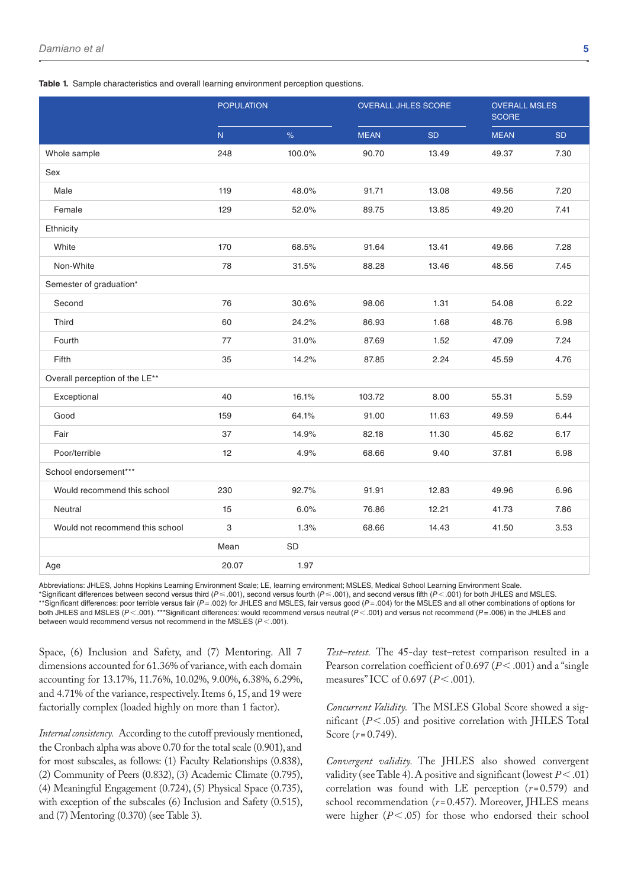**Table 1.** Sample characteristics and overall learning environment perception questions.

| | POPULATION | | OVERALL JHLES SCORE | | OVERALL MSLES SCORE | |
|---|---|---|---|---|---|---|
| | N | % | MEAN | SD | MEAN | SD |
| Whole sample | 248 | 100.0% | 90.70 | 13.49 | 49.37 | 7.30 |
| Sex | | | | | | |
| Male | 119 | 48.0% | 91.71 | 13.08 | 49.56 | 7.20 |
| Female | 129 | 52.0% | 89.75 | 13.85 | 49.20 | 7.41 |
| Ethnicity | | | | | | |
| White | 170 | 68.5% | 91.64 | 13.41 | 49.66 | 7.28 |
| Non-White | 78 | 31.5% | 88.28 | 13.46 | 48.56 | 7.45 |
| Semester of graduation* | | | | | | |
| Second | 76 | 30.6% | 98.06 | 1.31 | 54.08 | 6.22 |
| Third | 60 | 24.2% | 86.93 | 1.68 | 48.76 | 6.98 |
| Fourth | 77 | 31.0% | 87.69 | 1.52 | 47.09 | 7.24 |
| Fifth | 35 | 14.2% | 87.85 | 2.24 | 45.59 | 4.76 |
| Overall perception of the LE** | | | | | | |
| Exceptional | 40 | 16.1% | 103.72 | 8.00 | 55.31 | 5.59 |
| Good | 159 | 64.1% | 91.00 | 11.63 | 49.59 | 6.44 |
| Fair | 37 | 14.9% | 82.18 | 11.30 | 45.62 | 6.17 |
| Poor/terrible | 12 | 4.9% | 68.66 | 9.40 | 37.81 | 6.98 |
| School endorsement*** | | | | | | |
| Would recommend this school | 230 | 92.7% | 91.91 | 12.83 | 49.96 | 6.96 |
| Neutral | 15 | 6.0% | 76.86 | 12.21 | 41.73 | 7.86 |
| Would not recommend this school | 3 | 1.3% | 68.66 | 14.43 | 41.50 | 3.53 |
| | Mean | SD | | | | |
| Age | 20.07 | 1.97 | | | | |

Abbreviations: JHLES, Johns Hopkins Learning Environment Scale; LE, learning environment; MSLES, Medical School Learning Environment Scale.
*Significant differences between second versus third ($P \leqslant .001$), second versus fourth ($P \leqslant .001$), and second versus fifth ($P < .001$) for both JHLES and MSLES.
**Significant differences: poor terrible versus fair ($P = .002$) for JHLES and MSLES, fair versus good ($P = .004$) for the MSLES and all other combinations of options for both JHLES and MSLES ($P < .001$). ***Significant differences: would recommend versus neutral ($P < .001$) and versus not recommend ($P = .006$) in the JHLES and between would recommend versus not recommend in the MSLES ($P < .001$).

Space, (6) Inclusion and Safety, and (7) Mentoring. All 7 dimensions accounted for 61.36% of variance, with each domain accounting for 13.17%, 11.76%, 10.02%, 9.00%, 6.38%, 6.29%, and 4.71% of the variance, respectively. Items 6, 15, and 19 were factorially complex (loaded highly on more than 1 factor).

*Internal consistency.* According to the cutoff previously mentioned, the Cronbach alpha was above 0.70 for the total scale (0.901), and for most subscales, as follows: (1) Faculty Relationships (0.838), (2) Community of Peers (0.832), (3) Academic Climate (0.795), (4) Meaningful Engagement (0.724), (5) Physical Space (0.735), with exception of the subscales (6) Inclusion and Safety (0.515), and (7) Mentoring (0.370) (see Table 3).

*Test–retest.* The 45-day test–retest comparison resulted in a Pearson correlation coefficient of 0.697 ($P < .001$) and a "single measures" ICC of 0.697 ($P < .001$).

*Concurrent Validity.* The MSLES Global Score showed a significant ($P < .05$) and positive correlation with JHLES Total Score ($r = 0.749$).

*Convergent validity.* The JHLES also showed convergent validity (see Table 4). A positive and significant (lowest $P < .01$) correlation was found with LE perception ($r = 0.579$) and school recommendation ($r = 0.457$). Moreover, JHLES means were higher ($P < .05$) for those who endorsed their school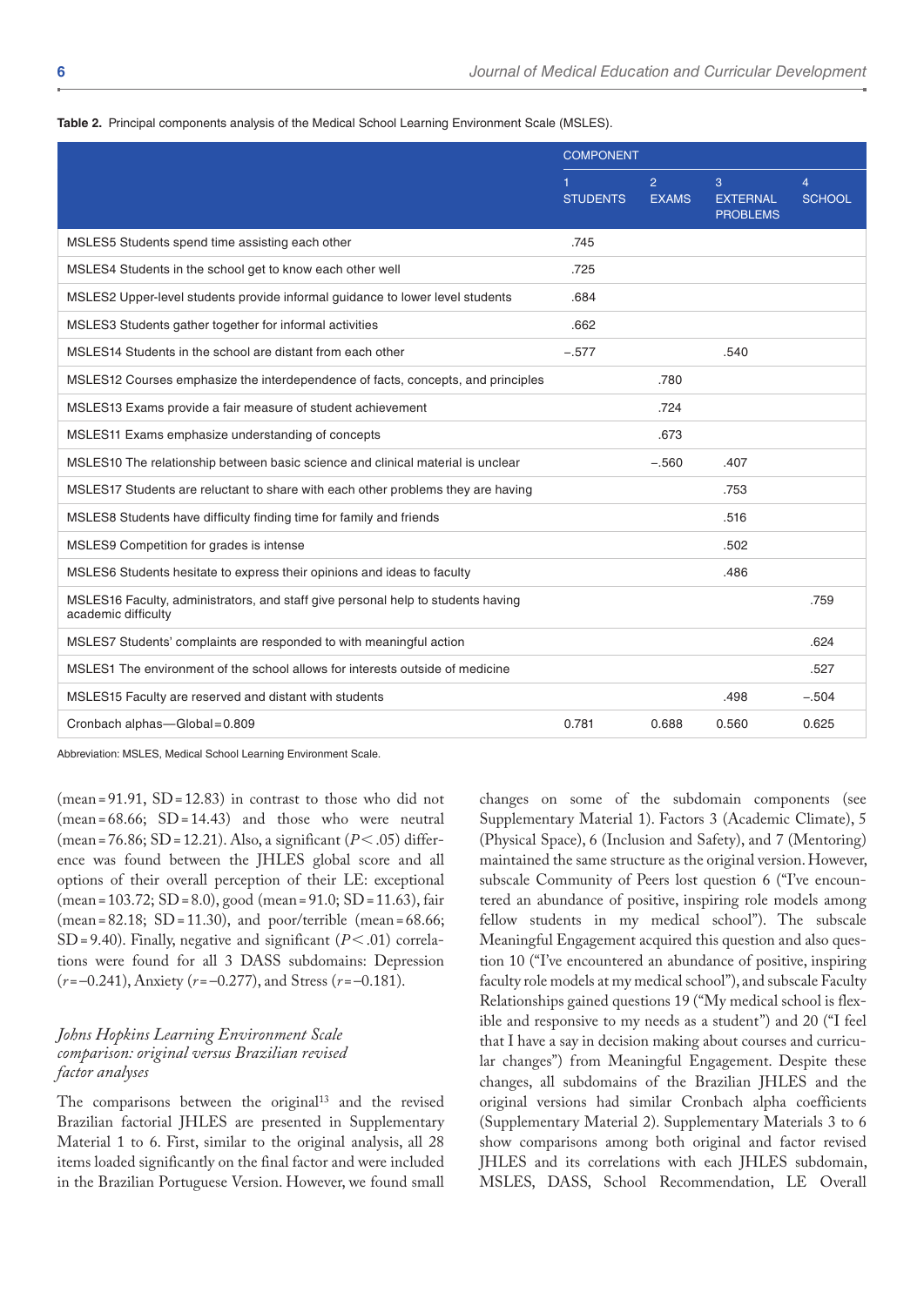**Table 2.** Principal components analysis of the Medical School Learning Environment Scale (MSLES).

| | COMPONENT | | | |
|---|---|---|---|---|
| | 1 STUDENTS | 2 EXAMS | 3 EXTERNAL PROBLEMS | 4 SCHOOL |
| MSLES5 Students spend time assisting each other | .745 | | | |
| MSLES4 Students in the school get to know each other well | .725 | | | |
| MSLES2 Upper-level students provide informal guidance to lower level students | .684 | | | |
| MSLES3 Students gather together for informal activities | .662 | | | |
| MSLES14 Students in the school are distant from each other | −.577 | | .540 | |
| MSLES12 Courses emphasize the interdependence of facts, concepts, and principles | | .780 | | |
| MSLES13 Exams provide a fair measure of student achievement | | .724 | | |
| MSLES11 Exams emphasize understanding of concepts | | .673 | | |
| MSLES10 The relationship between basic science and clinical material is unclear | | −.560 | .407 | |
| MSLES17 Students are reluctant to share with each other problems they are having | | | .753 | |
| MSLES8 Students have difficulty finding time for family and friends | | | .516 | |
| MSLES9 Competition for grades is intense | | | .502 | |
| MSLES6 Students hesitate to express their opinions and ideas to faculty | | | .486 | |
| MSLES16 Faculty, administrators, and staff give personal help to students having academic difficulty | | | | .759 |
| MSLES7 Students' complaints are responded to with meaningful action | | | | .624 |
| MSLES1 The environment of the school allows for interests outside of medicine | | | | .527 |
| MSLES15 Faculty are reserved and distant with students | | | .498 | −.504 |
| Cronbach alphas—Global = 0.809 | 0.781 | 0.688 | 0.560 | 0.625 |

Abbreviation: MSLES, Medical School Learning Environment Scale.

(mean = 91.91, SD = 12.83) in contrast to those who did not (mean = 68.66; SD = 14.43) and those who were neutral (mean = 76.86; SD = 12.21). Also, a significant ($P < .05$) difference was found between the JHLES global score and all options of their overall perception of their LE: exceptional (mean = 103.72; SD = 8.0), good (mean = 91.0; SD = 11.63), fair (mean = 82.18; SD = 11.30), and poor/terrible (mean = 68.66; SD = 9.40). Finally, negative and significant ($P < .01$) correlations were found for all 3 DASS subdomains: Depression ($r = -0.241$), Anxiety ($r = -0.277$), and Stress ($r = -0.181$).

### *Johns Hopkins Learning Environment Scale comparison: original versus Brazilian revised factor analyses*

The comparisons between the original[13] and the revised Brazilian factorial JHLES are presented in Supplementary Material 1 to 6. First, similar to the original analysis, all 28 items loaded significantly on the final factor and were included in the Brazilian Portuguese Version. However, we found small changes on some of the subdomain components (see Supplementary Material 1). Factors 3 (Academic Climate), 5 (Physical Space), 6 (Inclusion and Safety), and 7 (Mentoring) maintained the same structure as the original version. However, subscale Community of Peers lost question 6 ("I've encountered an abundance of positive, inspiring role models among fellow students in my medical school"). The subscale Meaningful Engagement acquired this question and also question 10 ("I've encountered an abundance of positive, inspiring faculty role models at my medical school"), and subscale Faculty Relationships gained questions 19 ("My medical school is flexible and responsive to my needs as a student") and 20 ("I feel that I have a say in decision making about courses and curricular changes") from Meaningful Engagement. Despite these changes, all subdomains of the Brazilian JHLES and the original versions had similar Cronbach alpha coefficients (Supplementary Material 2). Supplementary Materials 3 to 6 show comparisons among both original and factor revised JHLES and its correlations with each JHLES subdomain, MSLES, DASS, School Recommendation, LE Overall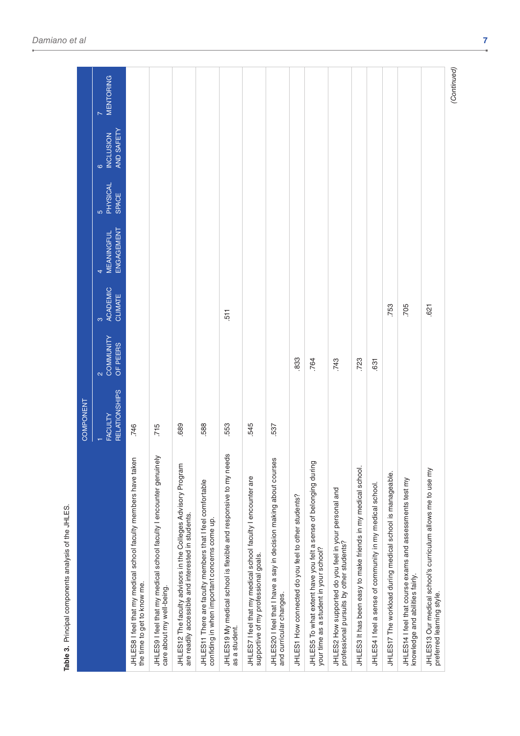**Table 3.** Principal components analysis of the JHLES.

| | COMPONENT | | | | | | |
|---|---|---|---|---|---|---|---|
| | 1 FACULTY RELATIONSHIPS | 2 COMMUNITY OF PEERS | 3 ACADEMIC CLIMATE | 4 MEANINGFUL ENGAGEMENT | 5 PHYSICAL SPACE | 6 INCLUSION AND SAFETY | 7 MENTORING |
| JHLES8 I feel that my medical school faculty members have taken the time to get to know me. | .746 | | | | | | |
| JHLES9 I feel that my medical school faculty I encounter genuinely care about my well-being. | .715 | | | | | | |
| JHLES12 The faculty advisors in the Colleges Advisory Program are readily accessible and interested in students. | .689 | | | | | | |
| JHLES11 There are faculty members that I feel comfortable confiding in when important concerns come up. | .588 | | | | | | |
| JHLES19 My medical school is flexible and responsive to my needs as a student. | .553 | | .511 | | | | |
| JHLES7 I feel that my medical school faculty I encounter are supportive of my professional goals. | .545 | | | | | | |
| JHLES20 I feel that I have a say in decision making about courses and curricular changes. | .537 | | | | | | |
| JHLES1 How connected do you feel to other students? | | .833 | | | | | |
| JHLES5 To what extent have you felt a sense of belonging during your time as a student in your school? | | .764 | | | | | |
| JHLES2 How supported do you feel in your personal and professional pursuits by other students? | | .743 | | | | | |
| JHLES3 It has been easy to make friends in my medical school. | | .723 | | | | | |
| JHLES4 I feel a sense of community in my medical school. | | .631 | | | | | |
| JHLES17 The workload during medical school is manageable. | | | .753 | | | | |
| JHLES14 I feel that course exams and assessments test my knowledge and abilities fairly. | | | .705 | | | | |
| JHLES13 Our medical school's curriculum allows me to use my preferred learning style. | | | .621 | | | | |

*(Continued)*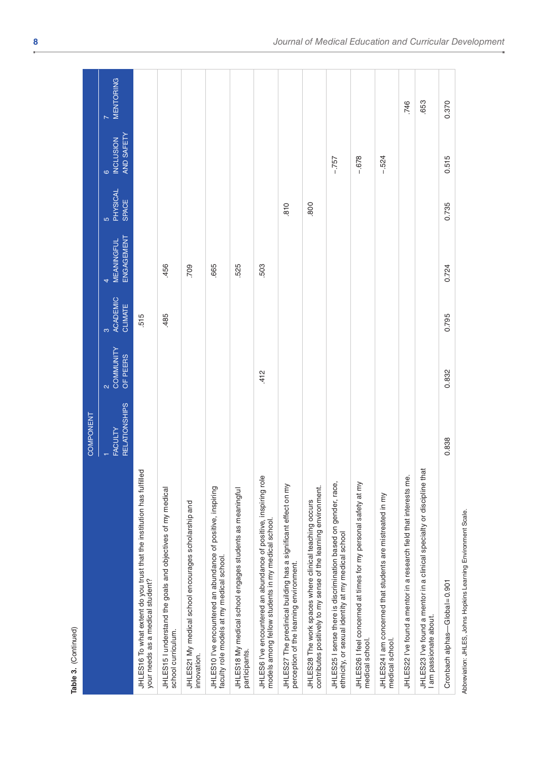**Table 3.** (Continued)

| | COMPONENT | | | | | | |
|---|---|---|---|---|---|---|---|
| | 1 FACULTY RELATIONSHIPS | 2 COMMUNITY OF PEERS | 3 ACADEMIC CLIMATE | 4 MEANINGFUL ENGAGEMENT | 5 PHYSICAL SPACE | 6 INCLUSION AND SAFETY | 7 MENTORING |
| JHLES16 To what extent do you trust that the institution has fulfilled your needs as a medical student? | | | .515 | | | | |
| JHLES15 I understand the goals and objectives of my medical school curriculum. | | | .485 | .456 | | | |
| JHLES21 My medical school encourages scholarship and innovation. | | | | .709 | | | |
| JHLES10 I've encountered an abundance of positive, inspiring faculty role models at my medical school. | | | | .665 | | | |
| JHLES18 My medical school engages students as meaningful participants. | | | | .525 | | | |
| JHLES6 I've encountered an abundance of positive, inspiring role models among fellow students in my medical school. | | .412 | | .503 | | | |
| JHLES27 The preclinical building has a significant effect on my perception of the learning environment. | | | | | .810 | | |
| JHLES28 The work spaces where clinical teaching occurs contributes positively to my sense of the learning environment. | | | | | .800 | | |
| JHLES25 I sense there is discrimination based on gender, race, ethnicity, or sexual identity at my medical school | | | | | | −.757 | |
| JHLES26 I feel concerned at times for my personal safety at my medical school. | | | | | | −.678 | |
| JHLES24 I am concerned that students are mistreated in my medical school. | | | | | | −.524 | |
| JHLES22 I've found a mentor in a research field that interests me. | | | | | | | .746 |
| JHLES23 I've found a mentor in a clinical specialty or discipline that I am passionate about. | | | | | | | .653 |
| Cronbach alphas—Global = 0.901 | 0.838 | 0.832 | 0.795 | 0.724 | 0.735 | 0.515 | 0.370 |

Abbreviation: JHLES, Johns Hopkins Learning Environment Scale.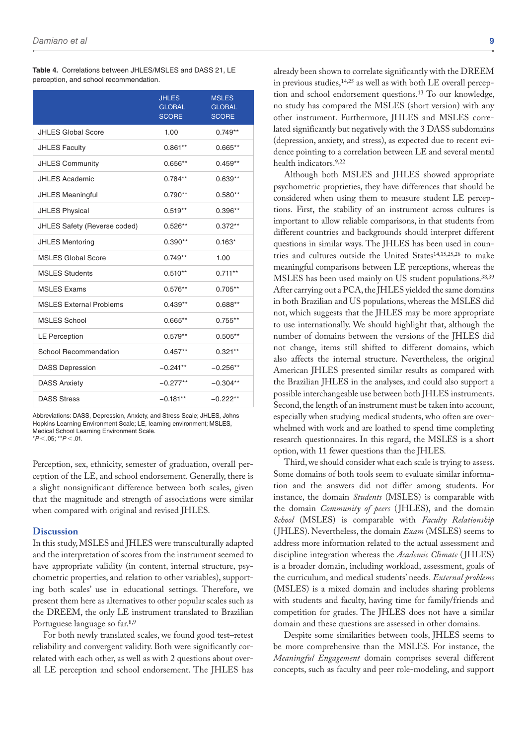**Table 4.** Correlations between JHLES/MSLES and DASS 21, LE perception, and school recommendation.

| | JHLES GLOBAL SCORE | MSLES GLOBAL SCORE |
|---|---|---|
| JHLES Global Score | 1.00 | 0.749** |
| JHLES Faculty | 0.861** | 0.665** |
| JHLES Community | 0.656** | 0.459** |
| JHLES Academic | 0.784** | 0.639** |
| JHLES Meaningful | 0.790** | 0.580** |
| JHLES Physical | 0.519** | 0.396** |
| JHLES Safety (Reverse coded) | 0.526** | 0.372** |
| JHLES Mentoring | 0.390** | 0.163* |
| MSLES Global Score | 0.749** | 1.00 |
| MSLES Students | 0.510** | 0.711** |
| MSLES Exams | 0.576** | 0.705** |
| MSLES External Problems | 0.439** | 0.688** |
| MSLES School | 0.665** | 0.755** |
| LE Perception | 0.579** | 0.505** |
| School Recommendation | 0.457** | 0.321** |
| DASS Depression | −0.241** | −0.256** |
| DASS Anxiety | −0.277** | −0.304** |
| DASS Stress | −0.181** | −0.222** |

Abbreviations: DASS, Depression, Anxiety, and Stress Scale; JHLES, Johns Hopkins Learning Environment Scale; LE, learning environment; MSLES, Medical School Learning Environment Scale.
$^{*}P < .05$; $^{**}P < .01$.

Perception, sex, ethnicity, semester of graduation, overall perception of the LE, and school endorsement. Generally, there is a slight nonsignificant difference between both scales, given that the magnitude and strength of associations were similar when compared with original and revised JHLES.

## Discussion

In this study, MSLES and JHLES were transculturally adapted and the interpretation of scores from the instrument seemed to have appropriate validity (in content, internal structure, psychometric properties, and relation to other variables), supporting both scales' use in educational settings. Therefore, we present them here as alternatives to other popular scales such as the DREEM, the only LE instrument translated to Brazilian Portuguese language so far.[8,9]

For both newly translated scales, we found good test–retest reliability and convergent validity. Both were significantly correlated with each other, as well as with 2 questions about overall LE perception and school endorsement. The JHLES has already been shown to correlate significantly with the DREEM in previous studies,[14,25] as well as with both LE overall perception and school endorsement questions.[13] To our knowledge, no study has compared the MSLES (short version) with any other instrument. Furthermore, JHLES and MSLES correlated significantly but negatively with the 3 DASS subdomains (depression, anxiety, and stress), as expected due to recent evidence pointing to a correlation between LE and several mental health indicators.[9,22]

Although both MSLES and JHLES showed appropriate psychometric proprieties, they have differences that should be considered when using them to measure student LE perceptions. First, the stability of an instrument across cultures is important to allow reliable comparisons, in that students from different countries and backgrounds should interpret different questions in similar ways. The JHLES has been used in countries and cultures outside the United States[14,15,25,26] to make meaningful comparisons between LE perceptions, whereas the MSLES has been used mainly on US student populations.[38,39] After carrying out a PCA, the JHLES yielded the same domains in both Brazilian and US populations, whereas the MSLES did not, which suggests that the JHLES may be more appropriate to use internationally. We should highlight that, although the number of domains between the versions of the JHLES did not change, items still shifted to different domains, which also affects the internal structure. Nevertheless, the original American JHLES presented similar results as compared with the Brazilian JHLES in the analyses, and could also support a possible interchangeable use between both JHLES instruments. Second, the length of an instrument must be taken into account, especially when studying medical students, who often are overwhelmed with work and are loathed to spend time completing research questionnaires. In this regard, the MSLES is a short option, with 11 fewer questions than the JHLES.

Third, we should consider what each scale is trying to assess. Some domains of both tools seem to evaluate similar information and the answers did not differ among students. For instance, the domain *Students* (MSLES) is comparable with the domain *Community of peers* (JHLES), and the domain *School* (MSLES) is comparable with *Faculty Relationship* (JHLES). Nevertheless, the domain *Exam* (MSLES) seems to address more information related to the actual assessment and discipline integration whereas the *Academic Climate* (JHLES) is a broader domain, including workload, assessment, goals of the curriculum, and medical students' needs. *External problems* (MSLES) is a mixed domain and includes sharing problems with students and faculty, having time for family/friends and competition for grades. The JHLES does not have a similar domain and these questions are assessed in other domains.

Despite some similarities between tools, JHLES seems to be more comprehensive than the MSLES. For instance, the *Meaningful Engagement* domain comprises several different concepts, such as faculty and peer role-modeling, and support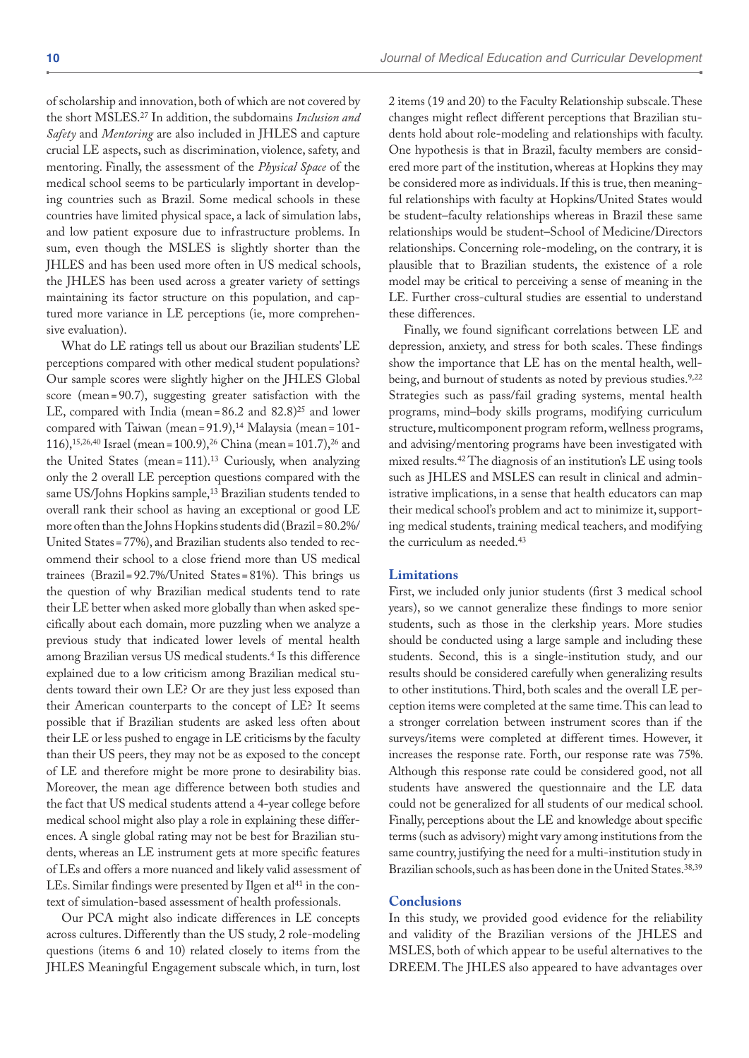of scholarship and innovation, both of which are not covered by the short MSLES.[27] In addition, the subdomains *Inclusion and Safety* and *Mentoring* are also included in JHLES and capture crucial LE aspects, such as discrimination, violence, safety, and mentoring. Finally, the assessment of the *Physical Space* of the medical school seems to be particularly important in developing countries such as Brazil. Some medical schools in these countries have limited physical space, a lack of simulation labs, and low patient exposure due to infrastructure problems. In sum, even though the MSLES is slightly shorter than the JHLES and has been used more often in US medical schools, the JHLES has been used across a greater variety of settings maintaining its factor structure on this population, and captured more variance in LE perceptions (ie, more comprehensive evaluation).

What do LE ratings tell us about our Brazilian students' LE perceptions compared with other medical student populations? Our sample scores were slightly higher on the JHLES Global score (mean = 90.7), suggesting greater satisfaction with the LE, compared with India (mean = 86.2 and 82.8)[25] and lower compared with Taiwan (mean = 91.9),[14] Malaysia (mean = 101-116),[15,26,40] Israel (mean = 100.9),[26] China (mean = 101.7),[26] and the United States (mean = 111).[13] Curiously, when analyzing only the 2 overall LE perception questions compared with the same US/Johns Hopkins sample,[13] Brazilian students tended to overall rank their school as having an exceptional or good LE more often than the Johns Hopkins students did (Brazil = 80.2%/United States = 77%), and Brazilian students also tended to recommend their school to a close friend more than US medical trainees (Brazil = 92.7%/United States = 81%). This brings us the question of why Brazilian medical students tend to rate their LE better when asked more globally than when asked specifically about each domain, more puzzling when we analyze a previous study that indicated lower levels of mental health among Brazilian versus US medical students.[4] Is this difference explained due to a low criticism among Brazilian medical students toward their own LE? Or are they just less exposed than their American counterparts to the concept of LE? It seems possible that if Brazilian students are asked less often about their LE or less pushed to engage in LE criticisms by the faculty than their US peers, they may not be as exposed to the concept of LE and therefore might be more prone to desirability bias. Moreover, the mean age difference between both studies and the fact that US medical students attend a 4-year college before medical school might also play a role in explaining these differences. A single global rating may not be best for Brazilian students, whereas an LE instrument gets at more specific features of LEs and offers a more nuanced and likely valid assessment of LEs. Similar findings were presented by Ilgen et al[41] in the context of simulation-based assessment of health professionals.

Our PCA might also indicate differences in LE concepts across cultures. Differently than the US study, 2 role-modeling questions (items 6 and 10) related closely to items from the JHLES Meaningful Engagement subscale which, in turn, lost 2 items (19 and 20) to the Faculty Relationship subscale. These changes might reflect different perceptions that Brazilian students hold about role-modeling and relationships with faculty. One hypothesis is that in Brazil, faculty members are considered more part of the institution, whereas at Hopkins they may be considered more as individuals. If this is true, then meaningful relationships with faculty at Hopkins/United States would be student–faculty relationships whereas in Brazil these same relationships would be student–School of Medicine/Directors relationships. Concerning role-modeling, on the contrary, it is plausible that to Brazilian students, the existence of a role model may be critical to perceiving a sense of meaning in the LE. Further cross-cultural studies are essential to understand these differences.

Finally, we found significant correlations between LE and depression, anxiety, and stress for both scales. These findings show the importance that LE has on the mental health, well-being, and burnout of students as noted by previous studies.[9,22] Strategies such as pass/fail grading systems, mental health programs, mind–body skills programs, modifying curriculum structure, multicomponent program reform, wellness programs, and advising/mentoring programs have been investigated with mixed results.[42] The diagnosis of an institution's LE using tools such as JHLES and MSLES can result in clinical and administrative implications, in a sense that health educators can map their medical school's problem and act to minimize it, supporting medical students, training medical teachers, and modifying the curriculum as needed.[43]

## Limitations

First, we included only junior students (first 3 medical school years), so we cannot generalize these findings to more senior students, such as those in the clerkship years. More studies should be conducted using a large sample and including these students. Second, this is a single-institution study, and our results should be considered carefully when generalizing results to other institutions. Third, both scales and the overall LE perception items were completed at the same time. This can lead to a stronger correlation between instrument scores than if the surveys/items were completed at different times. However, it increases the response rate. Forth, our response rate was 75%. Although this response rate could be considered good, not all students have answered the questionnaire and the LE data could not be generalized for all students of our medical school. Finally, perceptions about the LE and knowledge about specific terms (such as advisory) might vary among institutions from the same country, justifying the need for a multi-institution study in Brazilian schools, such as has been done in the United States.[38,39]

## Conclusions

In this study, we provided good evidence for the reliability and validity of the Brazilian versions of the JHLES and MSLES, both of which appear to be useful alternatives to the DREEM. The JHLES also appeared to have advantages over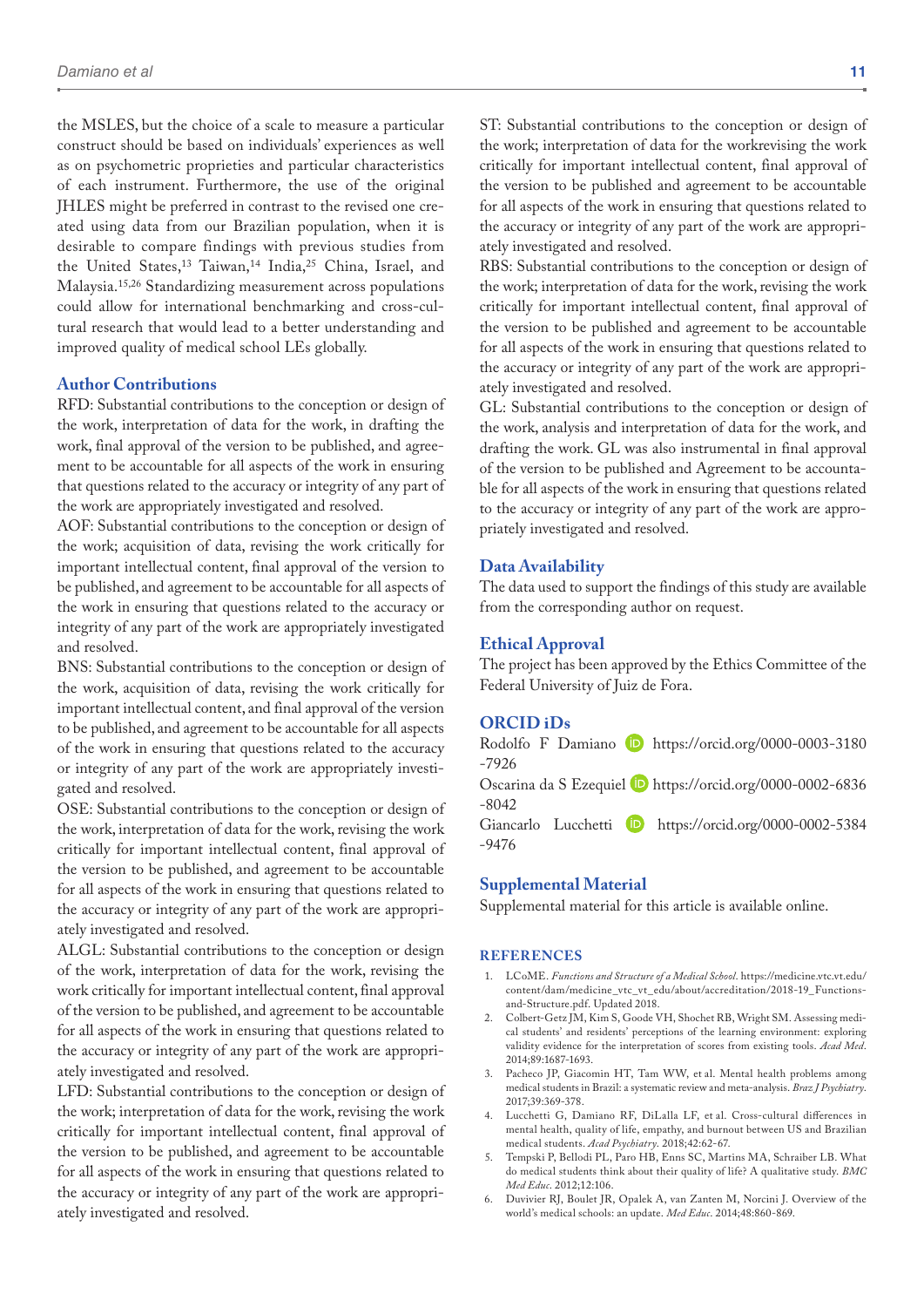the MSLES, but the choice of a scale to measure a particular construct should be based on individuals' experiences as well as on psychometric proprieties and particular characteristics of each instrument. Furthermore, the use of the original JHLES might be preferred in contrast to the revised one created using data from our Brazilian population, when it is desirable to compare findings with previous studies from the United States,[13] Taiwan,[14] India,[25] China, Israel, and Malaysia.[15,26] Standardizing measurement across populations could allow for international benchmarking and cross-cultural research that would lead to a better understanding and improved quality of medical school LEs globally.

## Author Contributions

RFD: Substantial contributions to the conception or design of the work, interpretation of data for the work, in drafting the work, final approval of the version to be published, and agreement to be accountable for all aspects of the work in ensuring that questions related to the accuracy or integrity of any part of the work are appropriately investigated and resolved.

AOF: Substantial contributions to the conception or design of the work; acquisition of data, revising the work critically for important intellectual content, final approval of the version to be published, and agreement to be accountable for all aspects of the work in ensuring that questions related to the accuracy or integrity of any part of the work are appropriately investigated and resolved.

BNS: Substantial contributions to the conception or design of the work, acquisition of data, revising the work critically for important intellectual content, and final approval of the version to be published, and agreement to be accountable for all aspects of the work in ensuring that questions related to the accuracy or integrity of any part of the work are appropriately investigated and resolved.

OSE: Substantial contributions to the conception or design of the work, interpretation of data for the work, revising the work critically for important intellectual content, final approval of the version to be published, and agreement to be accountable for all aspects of the work in ensuring that questions related to the accuracy or integrity of any part of the work are appropriately investigated and resolved.

ALGL: Substantial contributions to the conception or design of the work, interpretation of data for the work, revising the work critically for important intellectual content, final approval of the version to be published, and agreement to be accountable for all aspects of the work in ensuring that questions related to the accuracy or integrity of any part of the work are appropriately investigated and resolved.

LFD: Substantial contributions to the conception or design of the work; interpretation of data for the work, revising the work critically for important intellectual content, final approval of the version to be published, and agreement to be accountable for all aspects of the work in ensuring that questions related to the accuracy or integrity of any part of the work are appropriately investigated and resolved.

ST: Substantial contributions to the conception or design of the work; interpretation of data for the workrevising the work critically for important intellectual content, final approval of the version to be published and agreement to be accountable for all aspects of the work in ensuring that questions related to the accuracy or integrity of any part of the work are appropriately investigated and resolved.

RBS: Substantial contributions to the conception or design of the work; interpretation of data for the work, revising the work critically for important intellectual content, final approval of the version to be published and agreement to be accountable for all aspects of the work in ensuring that questions related to the accuracy or integrity of any part of the work are appropriately investigated and resolved.

GL: Substantial contributions to the conception or design of the work, analysis and interpretation of data for the work, and drafting the work. GL was also instrumental in final approval of the version to be published and Agreement to be accountable for all aspects of the work in ensuring that questions related to the accuracy or integrity of any part of the work are appropriately investigated and resolved.

## Data Availability

The data used to support the findings of this study are available from the corresponding author on request.

## Ethical Approval

The project has been approved by the Ethics Committee of the Federal University of Juiz de Fora.

## ORCID iDs

Rodolfo F Damiano https://orcid.org/0000-0003-3180-7926

Oscarina da S Ezequiel https://orcid.org/0000-0002-6836-8042

Giancarlo Lucchetti https://orcid.org/0000-0002-5384-9476

## Supplemental Material

Supplemental material for this article is available online.

## References

1. LCoME. *Functions and Structure of a Medical School*. https://medicine.vtc.vt.edu/content/dam/medicine_vtc_vt_edu/about/accreditation/2018-19_Functions-and-Structure.pdf. Updated 2018.
2. Colbert-Getz JM, Kim S, Goode VH, Shochet RB, Wright SM. Assessing medical students' and residents' perceptions of the learning environment: exploring validity evidence for the interpretation of scores from existing tools. *Acad Med*. 2014;89:1687-1693.
3. Pacheco JP, Giacomin HT, Tam WW, et al. Mental health problems among medical students in Brazil: a systematic review and meta-analysis. *Braz J Psychiatry*. 2017;39:369-378.
4. Lucchetti G, Damiano RF, DiLalla LF, et al. Cross-cultural differences in mental health, quality of life, empathy, and burnout between US and Brazilian medical students. *Acad Psychiatry*. 2018;42:62-67.
5. Tempski P, Bellodi PL, Paro HB, Enns SC, Martins MA, Schraiber LB. What do medical students think about their quality of life? A qualitative study. *BMC Med Educ*. 2012;12:106.
6. Duvivier RJ, Boulet JR, Opalek A, van Zanten M, Norcini J. Overview of the world's medical schools: an update. *Med Educ*. 2014;48:860-869.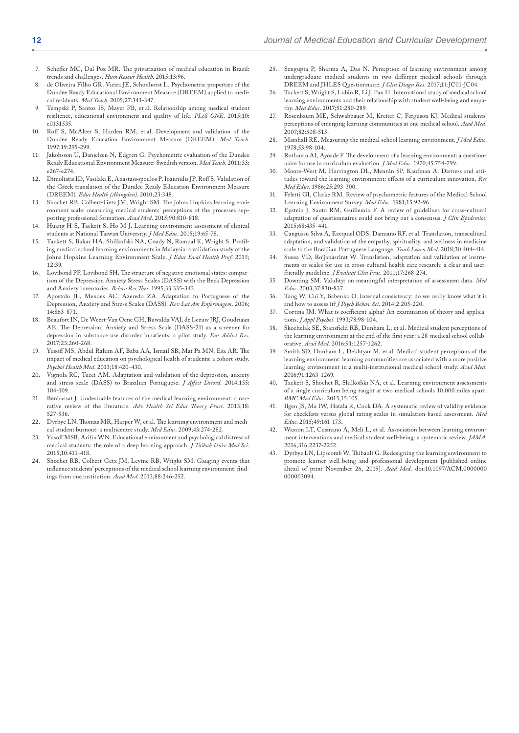7. Scheffer MC, Dal Poz MR. The privatization of medical education in Brazil: trends and challenges. *Hum Resour Health*. 2015;13:96.
8. de Oliveira Filho GR, Vieira JE, Schonhorst L. Psychometric properties of the Dundee Ready Educational Environment Measure (DREEM) applied to medical residents. *Med Teach*. 2005;27:343-347.
9. Tempski P, Santos IS, Mayer FB, et al. Relationship among medical student resilience, educational environment and quality of life. *PLoS ONE*. 2015;10:e0131535.
10. Roff S, McAleer S, Harden RM, et al. Development and validation of the Dundee Ready Education Environment Measure (DREEM). *Med Teach*. 1997;19:295-299.
11. Jakobsson U, Danielsen N, Edgren G. Psychometric evaluation of the Dundee Ready Educational Environment Measure: Swedish version. *Med Teach*. 2011;33:e267-e274.
12. Dimoliatis ID, Vasilaki E, Anastassopoulos P, Ioannidis JP, Roff S. Validation of the Greek translation of the Dundee Ready Education Environment Measure (DREEM). *Educ Health (Abingdon)*. 2010;23:348.
13. Shochet RB, Colbert-Getz JM, Wright SM. The Johns Hopkins learning environment scale: measuring medical students' perceptions of the processes supporting professional formation. *Acad Med*. 2015;90:810-818.
14. Huang H-S, Tackett S, Ho M-J. Learning environment assessment of clinical students at National Taiwan University. *J Med Educ*. 2015;19:65-78.
15. Tackett S, Bakar HA, Shilkofski NA, Coady N, Rampal K, Wright S. Profiling medical school learning environments in Malaysia: a validation study of the Johns Hopkins Learning Environment Scale. *J Educ Eval Health Prof*. 2015;12:39.
16. Lovibond PF, Lovibond SH. The structure of negative emotional states: comparison of the Depression Anxiety Stress Scales (DASS) with the Beck Depression and Anxiety Inventories. *Behav Res Ther*. 1995;33:335-343.
17. Apostolo JL, Mendes AC, Azeredo ZA. Adaptation to Portuguese of the Depression, Anxiety and Stress Scales (DASS). *Rev Lat Am Enfermagem*. 2006;14:863-871.
18. Beaufort IN, De Weert-Van Oene GH, Buwalda VAJ, de Leeuw JRJ, Goudriaan AE. The Depression, Anxiety and Stress Scale (DASS-21) as a screener for depression in substance use disorder inpatients: a pilot study. *Eur Addict Res*. 2017;23:260-268.
19. Yusoff MS, Abdul Rahim AF, Baba AA, Ismail SB, Mat Pa MN, Esa AR. The impact of medical education on psychological health of students: a cohort study. *Psychol Health Med*. 2013;18:420-430.
20. Vignola RC, Tucci AM. Adaptation and validation of the depression, anxiety and stress scale (DASS) to Brazilian Portuguese. *J Affect Disord*. 2014;155:104-109.
21. Benbassat J. Undesirable features of the medical learning environment: a narrative review of the literature. *Adv Health Sci Educ Theory Pract*. 2013;18:527-536.
22. Dyrbye LN, Thomas MR, Harper W, et al. The learning environment and medical student burnout: a multicentre study. *Med Educ*. 2009;43:274-282.
23. Yusoff MSB, Arifin WN. Educational environment and psychological distress of medical students: the role of a deep learning approach. *J Taibah Univ Med Sci*. 2015;10:411-418.
24. Shochet RB, Colbert-Getz JM, Levine RB, Wright SM. Gauging events that influence students' perceptions of the medical school learning environment: findings from one institution. *Acad Med*. 2013;88:246-252.
25. Sengupta P, Sharma A, Das N. Perception of learning environment among undergraduate medical students in two different medical schools through DREEM and JHLES Questionnaire. *J Clin Diagn Res*. 2017;11:JC01-JC04.
26. Tackett S, Wright S, Lubin R, Li J, Pan H. International study of medical school learning environments and their relationship with student well-being and empathy. *Med Educ*. 2017;51:280-289.
27. Rosenbaum ME, Schwabbauer M, Kreiter C, Ferguson KJ. Medical students' perceptions of emerging learning communities at one medical school. *Acad Med*. 2007;82:508-515.
28. Marshall RE. Measuring the medical school learning environment. *J Med Educ*. 1978;53:98-104.
29. Rothman AI, Ayoade F. The development of a learning environment: a questionnaire for use in curriculum evaluation. *J Med Educ*. 1970;45:754-799.
30. Moore-West M, Harrington DL, Mennin SP, Kaufman A. Distress and attitudes toward the learning environment: effects of a curriculum innovation. *Res Med Educ*. 1986;25:293-300.
31. Feletti GI, Clarke RM. Review of psychometric features of the Medical School Learning Environment Survey. *Med Educ*. 1981;15:92-96.
32. Epstein J, Santo RM, Guillemin F. A review of guidelines for cross-cultural adaptation of questionnaires could not bring out a consensus. *J Clin Epidemiol*. 2015;68:435-441.
33. Cangussu Silva A, Ezequiel ODS, Damiano RF, et al. Translation, transcultural adaptation, and validation of the empathy, spirituality, and wellness in medicine scale to the Brazilian Portuguese Language. *Teach Learn Med*. 2018;30:404-414.
34. Sousa VD, Rojjanasrirat W. Translation, adaptation and validation of instruments or scales for use in cross-cultural health care research: a clear and user-friendly guideline. *J Evaluat Clin Prac*. 2011;17:268-274.
35. Downing SM. Validity: on meaningful interpretation of assessment data. *Med Educ*. 2003;37:830-837.
36. Tang W, Cui Y, Babenko O. Internal consistency: do we really know what it is and how to assess it? *J Psych Behav Sci*. 2014;2:205-220.
37. Cortina JM. What is coefficient alpha? An examination of theory and applications. *J Appl Psychol*. 1993;78:98-104.
38. Skochelak SE, Stansfield RB, Dunham L, et al. Medical student perceptions of the learning environment at the end of the first year: a 28-medical school collaborative. *Acad Med*. 2016;91:1257-1262.
39. Smith SD, Dunham L, Dekhtyar M, et al. Medical student perceptions of the learning environment: learning communities are associated with a more positive learning environment in a multi-institutional medical school study. *Acad Med*. 2016;91:1263-1269.
40. Tackett S, Shochet R, Shilkofski NA, et al. Learning environment assessments of a single curriculum being taught at two medical schools 10,000 miles apart. *BMC Med Educ*. 2015;15:105.
41. Ilgen JS, Ma IW, Hatala R, Cook DA. A systematic review of validity evidence for checklists versus global rating scales in simulation-based assessment. *Med Educ*. 2015;49:161-173.
42. Wasson LT, Cusmano A, Meli L, et al. Association between learning environment interventions and medical student well-being: a systematic review. *JAMA*. 2016;316:2237-2252.
43. Dyrbye LN, Lipscomb W, Thibault G. Redesigning the learning environment to promote learner well-being and professional development [published online ahead of print November 26, 2019]. *Acad Med*. doi:10.1097/ACM.0000000000003094.